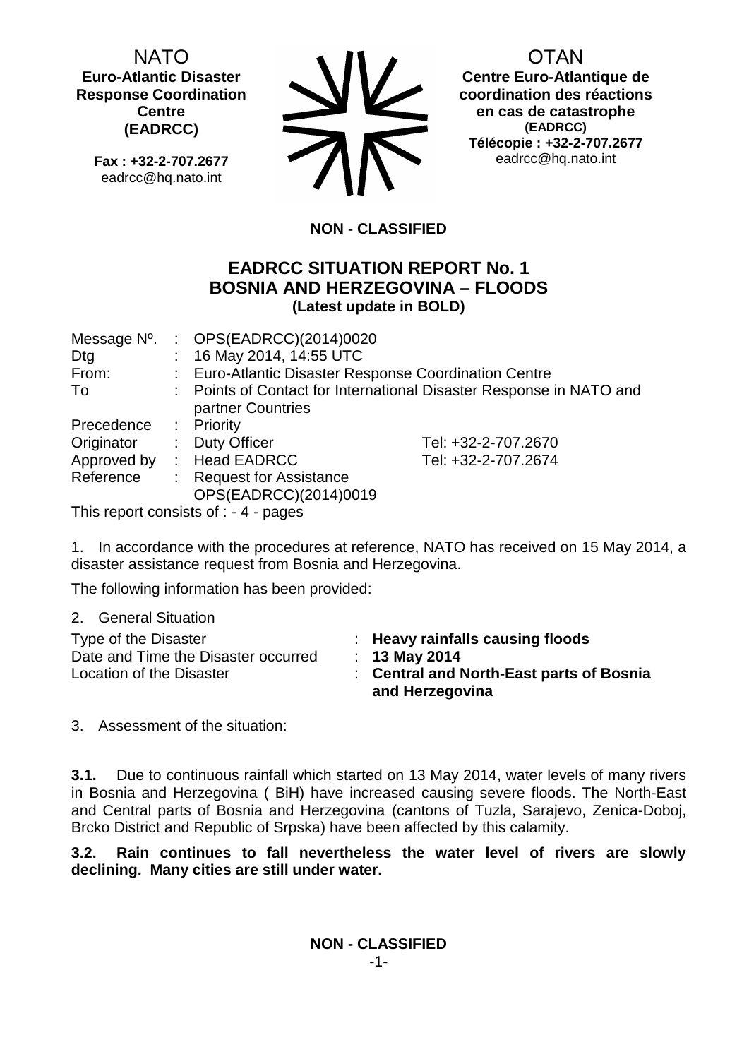NATO
**Euro-Atlantic Disaster Response Coordination Centre (EADRCC)**

**Fax : +32-2-707.2677**
eadrcc@hq.nato.int

OTAN
**Centre Euro-Atlantique de coordination des réactions en cas de catastrophe (EADRCC)**
**Télécopie : +32-2-707.2677**
eadrcc@hq.nato.int

**NON - CLASSIFIED**

## EADRCC SITUATION REPORT No. 1
## BOSNIA AND HERZEGOVINA – FLOODS
**(Latest update in BOLD)**

| | | | |
|---|---|---|---|
| Message Nº. | : | OPS(EADRCC)(2014)0020 | |
| Dtg | : | 16 May 2014, 14:55 UTC | |
| From: | : | Euro-Atlantic Disaster Response Coordination Centre | |
| To | : | Points of Contact for International Disaster Response in NATO and partner Countries | |
| Precedence | : | Priority | |
| Originator | : | Duty Officer | Tel: +32-2-707.2670 |
| Approved by | : | Head EADRCC | Tel: +32-2-707.2674 |
| Reference | : | Request for Assistance OPS(EADRCC)(2014)0019 | |

This report consists of : - 4 - pages

1. In accordance with the procedures at reference, NATO has received on 15 May 2014, a disaster assistance request from Bosnia and Herzegovina.

The following information has been provided:

2. General Situation

| | | |
|---|---|---|
| Type of the Disaster | : | **Heavy rainfalls causing floods** |
| Date and Time the Disaster occurred | : | **13 May 2014** |
| Location of the Disaster | : | **Central and North-East parts of Bosnia and Herzegovina** |

3. Assessment of the situation:

**3.1.** Due to continuous rainfall which started on 13 May 2014, water levels of many rivers in Bosnia and Herzegovina ( BiH) have increased causing severe floods. The North-East and Central parts of Bosnia and Herzegovina (cantons of Tuzla, Sarajevo, Zenica-Doboj, Brcko District and Republic of Srpska) have been affected by this calamity.

**3.2. Rain continues to fall nevertheless the water level of rivers are slowly declining. Many cities are still under water.**

**NON - CLASSIFIED**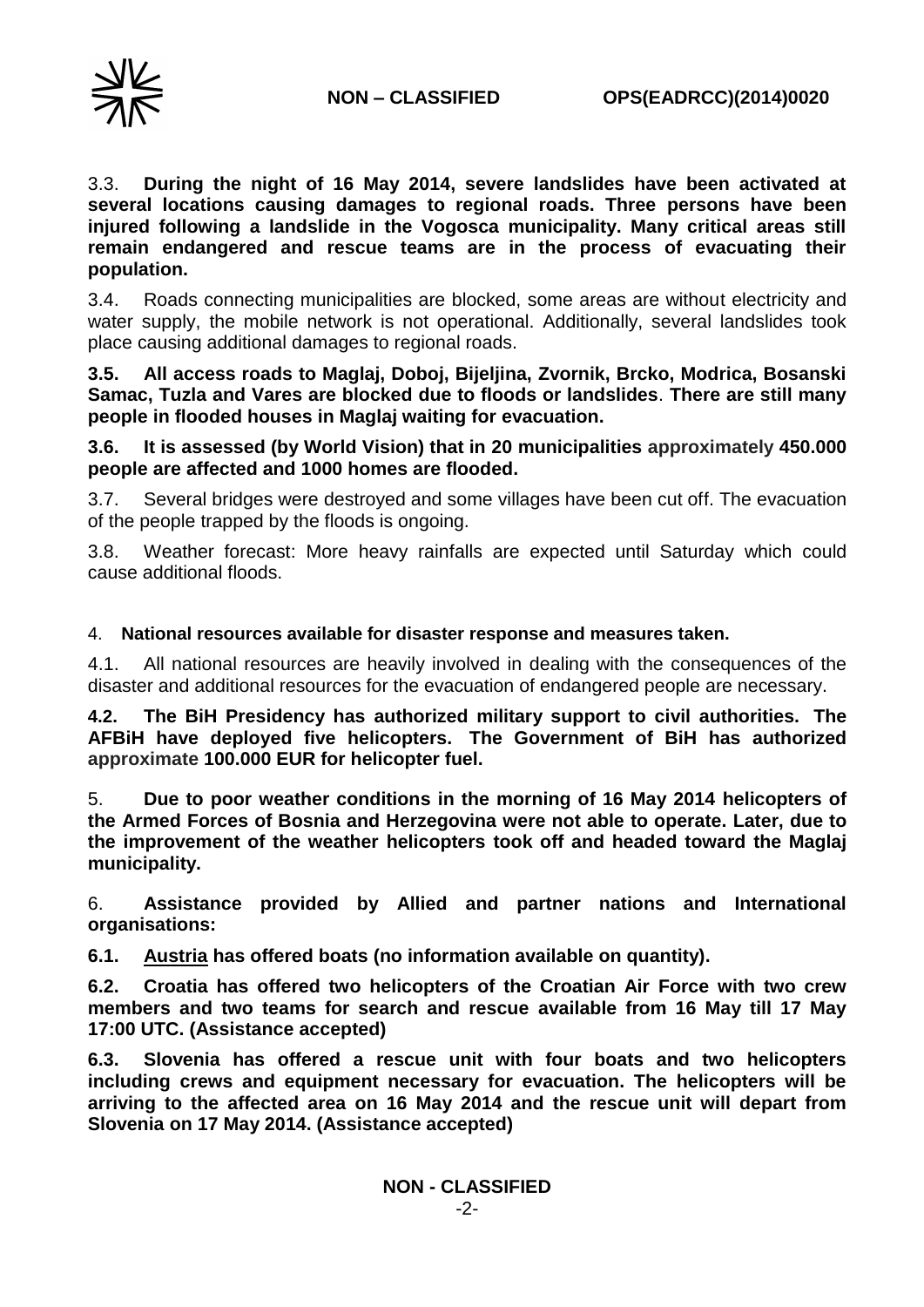3.3. **During the night of 16 May 2014, severe landslides have been activated at several locations causing damages to regional roads. Three persons have been injured following a landslide in the Vogosca municipality. Many critical areas still remain endangered and rescue teams are in the process of evacuating their population.**

3.4. Roads connecting municipalities are blocked, some areas are without electricity and water supply, the mobile network is not operational. Additionally, several landslides took place causing additional damages to regional roads.

**3.5. All access roads to Maglaj, Doboj, Bijeljina, Zvornik, Brcko, Modrica, Bosanski Samac, Tuzla and Vares are blocked due to floods or landslides. There are still many people in flooded houses in Maglaj waiting for evacuation.**

**3.6. It is assessed (by World Vision) that in 20 municipalities approximately 450.000 people are affected and 1000 homes are flooded.**

3.7. Several bridges were destroyed and some villages have been cut off. The evacuation of the people trapped by the floods is ongoing.

3.8. Weather forecast: More heavy rainfalls are expected until Saturday which could cause additional floods.

4. **National resources available for disaster response and measures taken.**

4.1. All national resources are heavily involved in dealing with the consequences of the disaster and additional resources for the evacuation of endangered people are necessary.

**4.2. The BiH Presidency has authorized military support to civil authorities. The AFBiH have deployed five helicopters. The Government of BiH has authorized approximate 100.000 EUR for helicopter fuel.**

5. **Due to poor weather conditions in the morning of 16 May 2014 helicopters of the Armed Forces of Bosnia and Herzegovina were not able to operate. Later, due to the improvement of the weather helicopters took off and headed toward the Maglaj municipality.**

6. **Assistance provided by Allied and partner nations and International organisations:**

**6.1. <u>Austria</u> has offered boats (no information available on quantity).**

**6.2. Croatia has offered two helicopters of the Croatian Air Force with two crew members and two teams for search and rescue available from 16 May till 17 May 17:00 UTC. (Assistance accepted)**

**6.3. Slovenia has offered a rescue unit with four boats and two helicopters including crews and equipment necessary for evacuation. The helicopters will be arriving to the affected area on 16 May 2014 and the rescue unit will depart from Slovenia on 17 May 2014. (Assistance accepted)**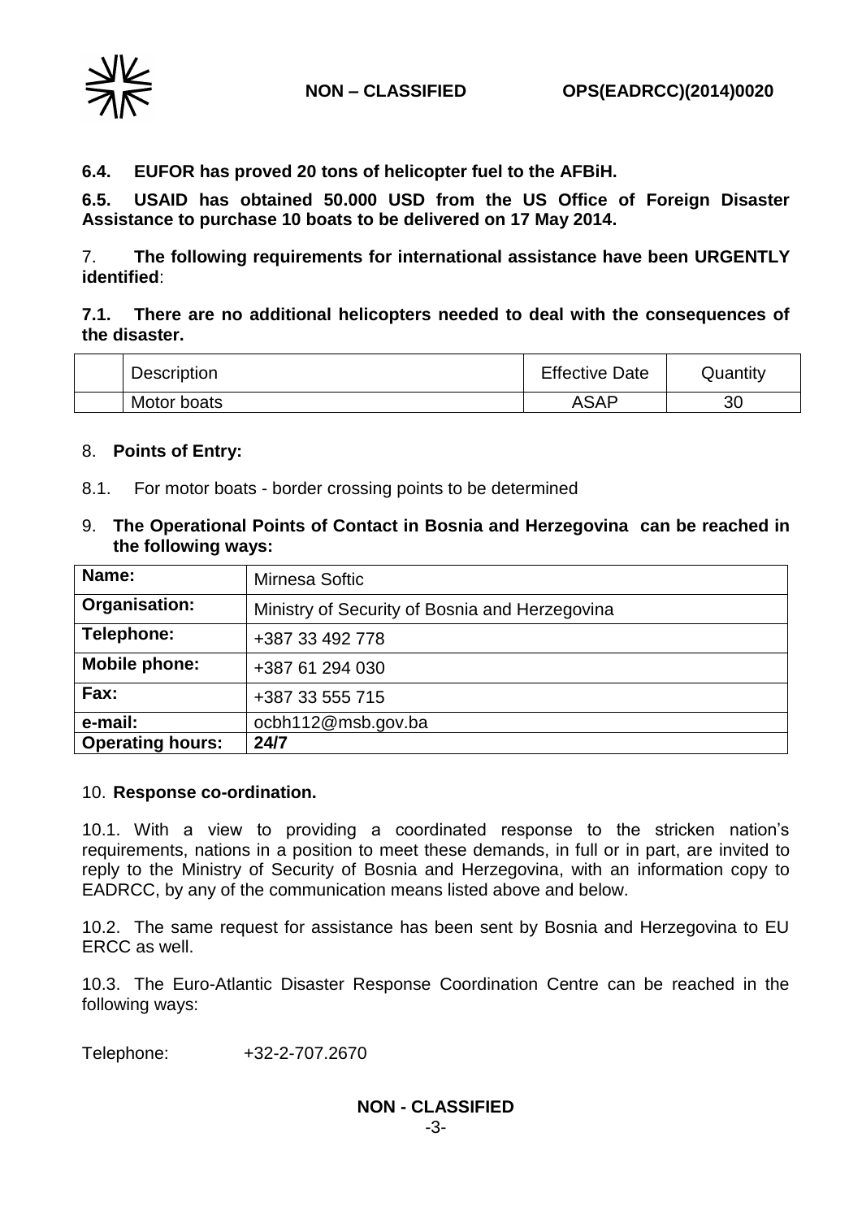**6.4. EUFOR has proved 20 tons of helicopter fuel to the AFBiH.**

**6.5. USAID has obtained 50.000 USD from the US Office of Foreign Disaster Assistance to purchase 10 boats to be delivered on 17 May 2014.**

7. **The following requirements for international assistance have been URGENTLY identified**:

**7.1. There are no additional helicopters needed to deal with the consequences of the disaster.**

| | Description | Effective Date | Quantity |
|---|---|---|---|
| | Motor boats | ASAP | 30 |

8. **Points of Entry:**

8.1. For motor boats - border crossing points to be determined

9. **The Operational Points of Contact in Bosnia and Herzegovina can be reached in the following ways:**

| **Name:** | Mirnesa Softic |
|---|---|
| **Organisation:** | Ministry of Security of Bosnia and Herzegovina |
| **Telephone:** | +387 33 492 778 |
| **Mobile phone:** | +387 61 294 030 |
| **Fax:** | +387 33 555 715 |
| **e-mail:** | ocbh112@msb.gov.ba |
| **Operating hours:** | **24/7** |

10. **Response co-ordination.**

10.1. With a view to providing a coordinated response to the stricken nation's requirements, nations in a position to meet these demands, in full or in part, are invited to reply to the Ministry of Security of Bosnia and Herzegovina, with an information copy to EADRCC, by any of the communication means listed above and below.

10.2. The same request for assistance has been sent by Bosnia and Herzegovina to EU ERCC as well.

10.3. The Euro-Atlantic Disaster Response Coordination Centre can be reached in the following ways:

Telephone: +32-2-707.2670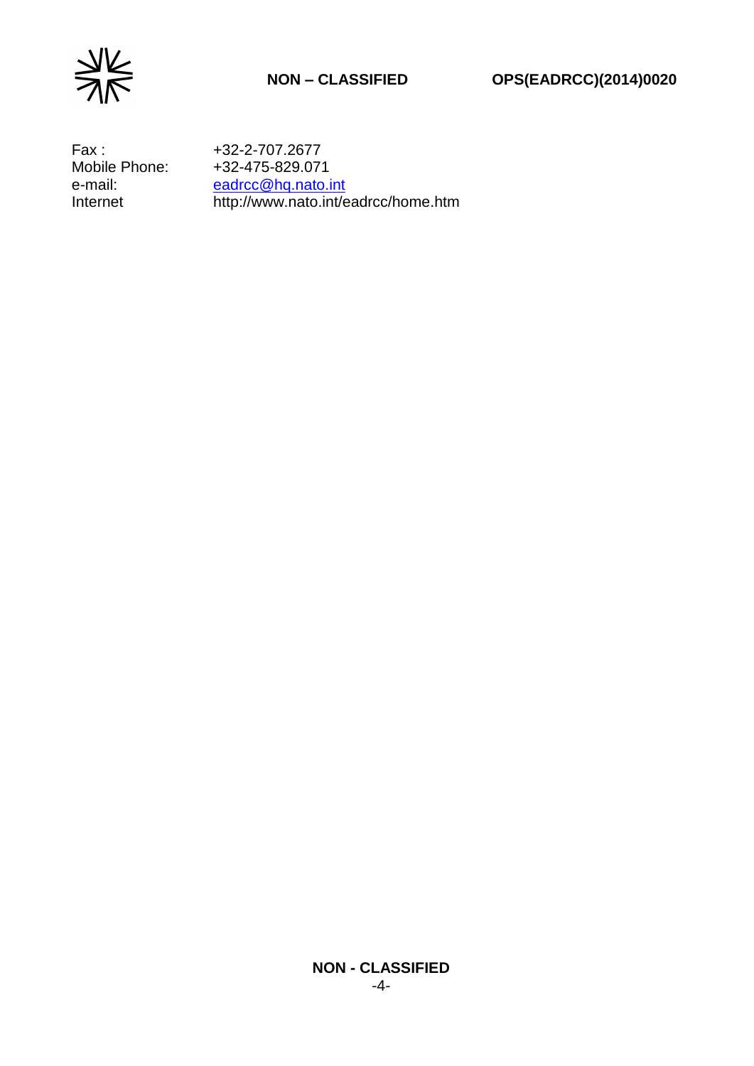| | |
|---|---|
| Fax : | +32-2-707.2677 |
| Mobile Phone: | +32-475-829.071 |
| e-mail: | eadrcc@hq.nato.int |
| Internet | http://www.nato.int/eadrcc/home.htm |